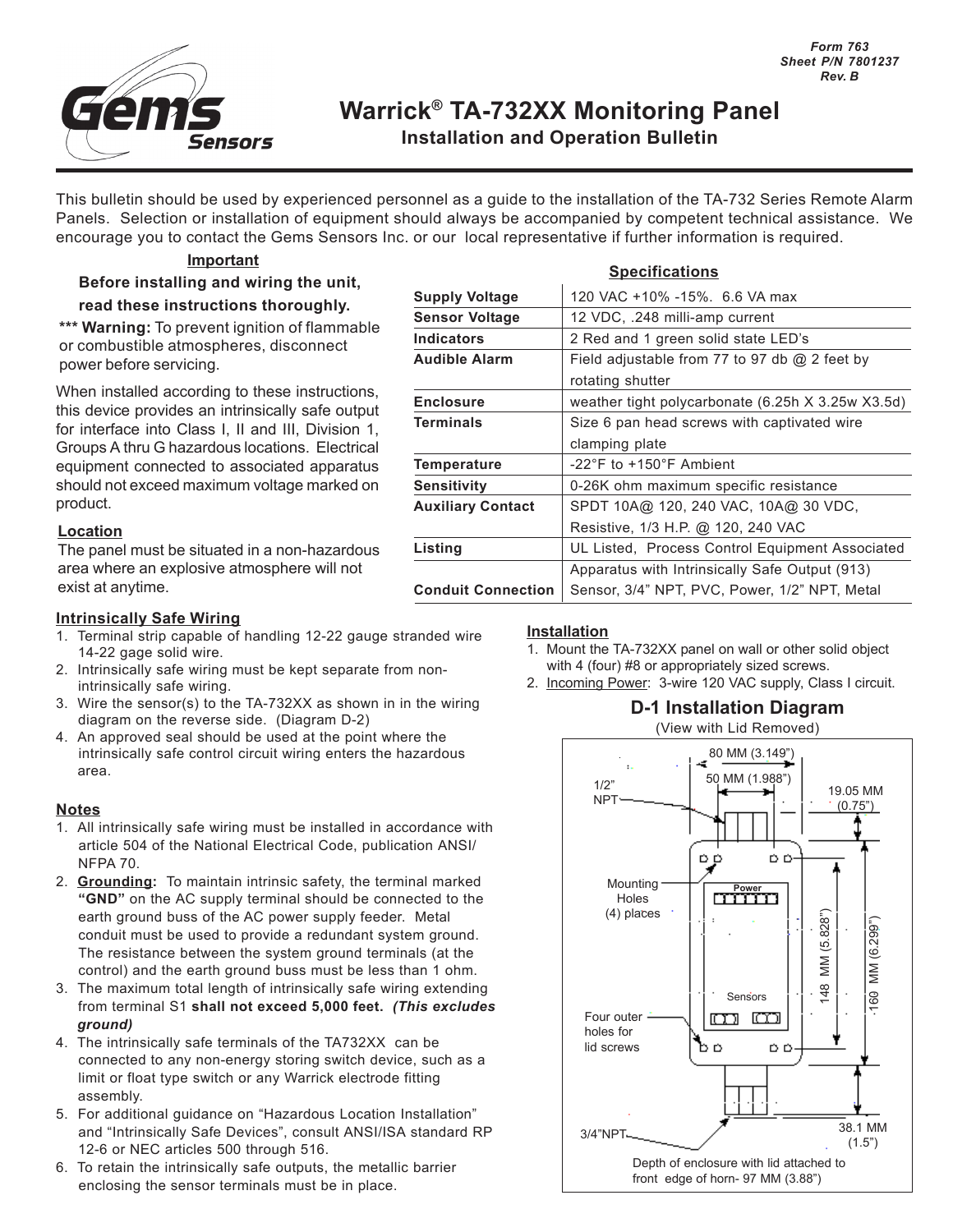Form 763
Sheet P/N 7801237
Rev. B

# Warrick® TA-732XX Monitoring Panel

## Installation and Operation Bulletin

This bulletin should be used by experienced personnel as a guide to the installation of the TA-732 Series Remote Alarm Panels. Selection or installation of equipment should always be accompanied by competent technical assistance. We encourage you to contact the Gems Sensors Inc. or our local representative if further information is required.

### Important

**Before installing and wiring the unit, read these instructions thoroughly.**

\*\*\* **Warning:** To prevent ignition of flammable or combustible atmospheres, disconnect power before servicing.

When installed according to these instructions, this device provides an intrinsically safe output for interface into Class I, II and III, Division 1, Groups A thru G hazardous locations. Electrical equipment connected to associated apparatus should not exceed maximum voltage marked on product.

### Location

The panel must be situated in a non-hazardous area where an explosive atmosphere will not exist at anytime.

### Specifications

| | |
|---|---|
| **Supply Voltage** | 120 VAC +10% -15%. 6.6 VA max |
| **Sensor Voltage** | 12 VDC, .248 milli-amp current |
| **Indicators** | 2 Red and 1 green solid state LED's |
| **Audible Alarm** | Field adjustable from 77 to 97 db @ 2 feet by rotating shutter |
| **Enclosure** | weather tight polycarbonate (6.25h X 3.25w X3.5d) |
| **Terminals** | Size 6 pan head screws with captivated wire clamping plate |
| **Temperature** | -22°F to +150°F Ambient |
| **Sensitivity** | 0-26K ohm maximum specific resistance |
| **Auxiliary Contact** | SPDT 10A@ 120, 240 VAC, 10A@ 30 VDC, Resistive, 1/3 H.P. @ 120, 240 VAC |
| **Listing** | UL Listed, Process Control Equipment Associated Apparatus with Intrinsically Safe Output (913) |
| **Conduit Connection** | Sensor, 3/4" NPT, PVC, Power, 1/2" NPT, Metal |

### Intrinsically Safe Wiring

1. Terminal strip capable of handling 12-22 gauge stranded wire 14-22 gage solid wire.
2. Intrinsically safe wiring must be kept separate from non-intrinsically safe wiring.
3. Wire the sensor(s) to the TA-732XX as shown in in the wiring diagram on the reverse side. (Diagram D-2)
4. An approved seal should be used at the point where the intrinsically safe control circuit wiring enters the hazardous area.

### Notes

1. All intrinsically safe wiring must be installed in accordance with article 504 of the National Electrical Code, publication ANSI/ NFPA 70.
2. **Grounding:** To maintain intrinsic safety, the terminal marked **"GND"** on the AC supply terminal should be connected to the earth ground buss of the AC power supply feeder. Metal conduit must be used to provide a redundant system ground. The resistance between the system ground terminals (at the control) and the earth ground buss must be less than 1 ohm.
3. The maximum total length of intrinsically safe wiring extending from terminal S1 **shall not exceed 5,000 feet.** ***(This excludes ground)***
4. The intrinsically safe terminals of the TA732XX can be connected to any non-energy storing switch device, such as a limit or float type switch or any Warrick electrode fitting assembly.
5. For additional guidance on "Hazardous Location Installation" and "Intrinsically Safe Devices", consult ANSI/ISA standard RP 12-6 or NEC articles 500 through 516.
6. To retain the intrinsically safe outputs, the metallic barrier enclosing the sensor terminals must be in place.

### Installation

1. Mount the TA-732XX panel on wall or other solid object with 4 (four) #8 or appropriately sized screws.
2. Incoming Power: 3-wire 120 VAC supply, Class I circuit.

### D-1 Installation Diagram

(View with Lid Removed)

80 MM (3.149")
50 MM (1.988")
1/2" NPT
19.05 MM (0.75")
Mounting Holes (4) places
Power
148 MM (5.828")
160 MM (6.299")
Sensors
Four outer holes for lid screws
3/4"NPT
38.1 MM (1.5")
Depth of enclosure with lid attached to front edge of horn- 97 MM (3.88")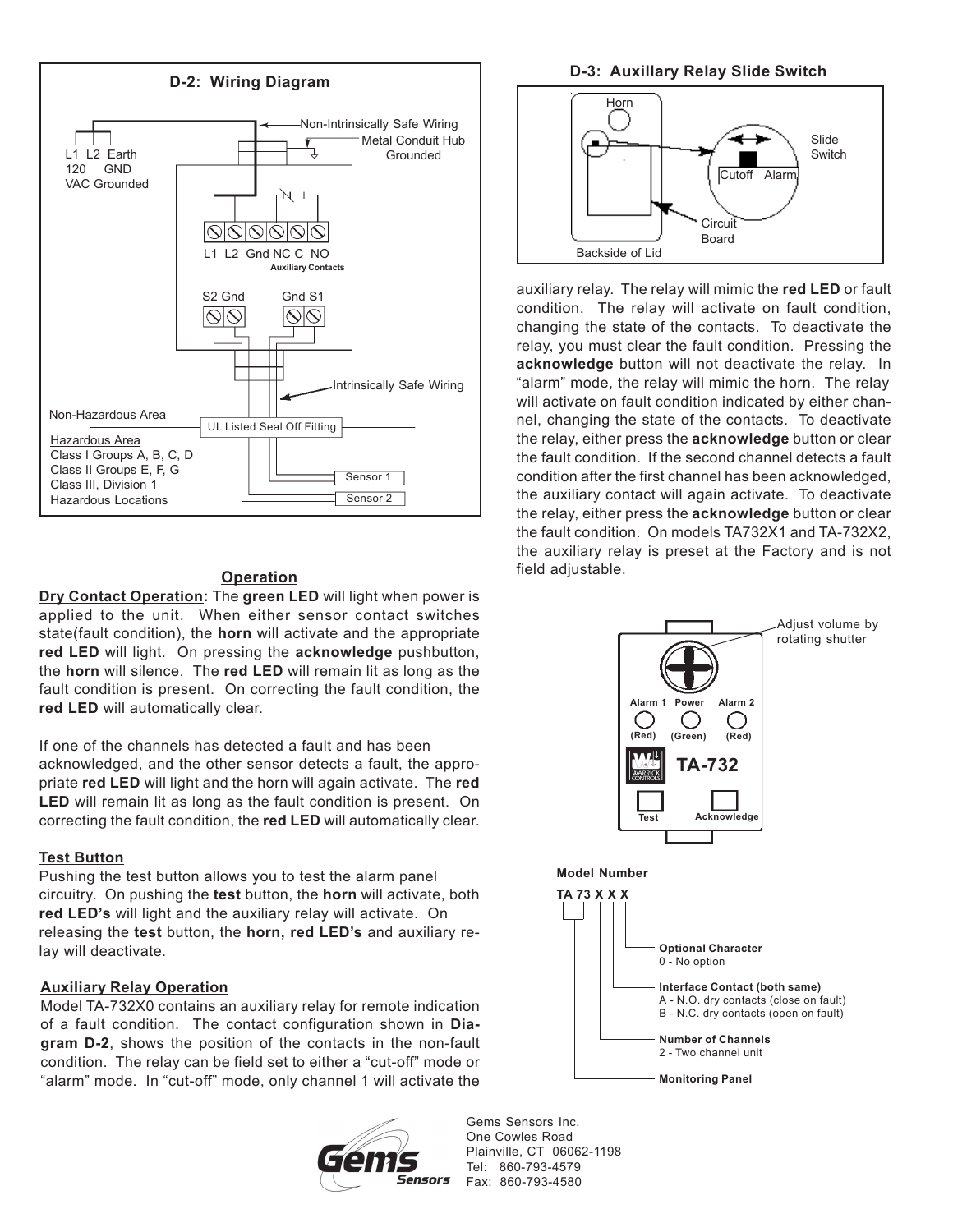**D-2: Wiring Diagram**

Non-Intrinsically Safe Wiring

Metal Conduit Hub Grounded

L1 L2 Earth
120 GND
VAC Grounded

L1 L2 Gnd NC C NO
Auxiliary Contacts

S2 Gnd Gnd S1

Intrinsically Safe Wiring

Non-Hazardous Area

UL Listed Seal Off Fitting

Hazardous Area
Class I Groups A, B, C, D
Class II Groups E, F, G
Class III, Division 1
Hazardous Locations

Sensor 1

Sensor 2

## Operation

**Dry Contact Operation:** The **green LED** will light when power is applied to the unit. When either sensor contact switches state(fault condition), the **horn** will activate and the appropriate **red LED** will light. On pressing the **acknowledge** pushbutton, the **horn** will silence. The **red LED** will remain lit as long as the fault condition is present. On correcting the fault condition, the **red LED** will automatically clear.

If one of the channels has detected a fault and has been acknowledged, and the other sensor detects a fault, the appropriate **red LED** will light and the horn will again activate. The **red LED** will remain lit as long as the fault condition is present. On correcting the fault condition, the **red LED** will automatically clear.

### Test Button

Pushing the test button allows you to test the alarm panel circuitry. On pushing the **test** button, the **horn** will activate, both **red LED's** will light and the auxiliary relay will activate. On releasing the **test** button, the **horn, red LED's** and auxiliary relay will deactivate.

### Auxiliary Relay Operation

Model TA-732X0 contains an auxiliary relay for remote indication of a fault condition. The contact configuration shown in **Diagram D-2**, shows the position of the contacts in the non-fault condition. The relay can be field set to either a "cut-off" mode or "alarm" mode. In "cut-off" mode, only channel 1 will activate the auxiliary relay. The relay will mimic the **red LED** or fault condition. The relay will activate on fault condition, changing the state of the contacts. To deactivate the relay, you must clear the fault condition. Pressing the **acknowledge** button will not deactivate the relay. In "alarm" mode, the relay will mimic the horn. The relay will activate on fault condition indicated by either channel, changing the state of the contacts. To deactivate the relay, either press the **acknowledge** button or clear the fault condition. If the second channel detects a fault condition after the first channel has been acknowledged, the auxiliary contact will again activate. To deactivate the relay, either press the **acknowledge** button or clear the fault condition. On models TA732X1 and TA-732X2, the auxiliary relay is preset at the Factory and is not field adjustable.

**D-3: Auxiliary Relay Slide Switch**

Horn

Slide Switch

Cutoff Alarm

Circuit Board

Backside of Lid

Adjust volume by rotating shutter

Alarm 1 (Red) Power (Green) Alarm 2 (Red)

WARRICK CONTROLS

TA-732

Test Acknowledge

**Model Number**

**TA 73 X X X**

**Optional Character**
0 - No option

**Interface Contact (both same)**
A - N.O. dry contacts (close on fault)
B - N.C. dry contacts (open on fault)

**Number of Channels**
2 - Two channel unit

**Monitoring Panel**

Gems Sensors

Gems Sensors Inc.
One Cowles Road
Plainville, CT 06062-1198
Tel: 860-793-4579
Fax: 860-793-4580